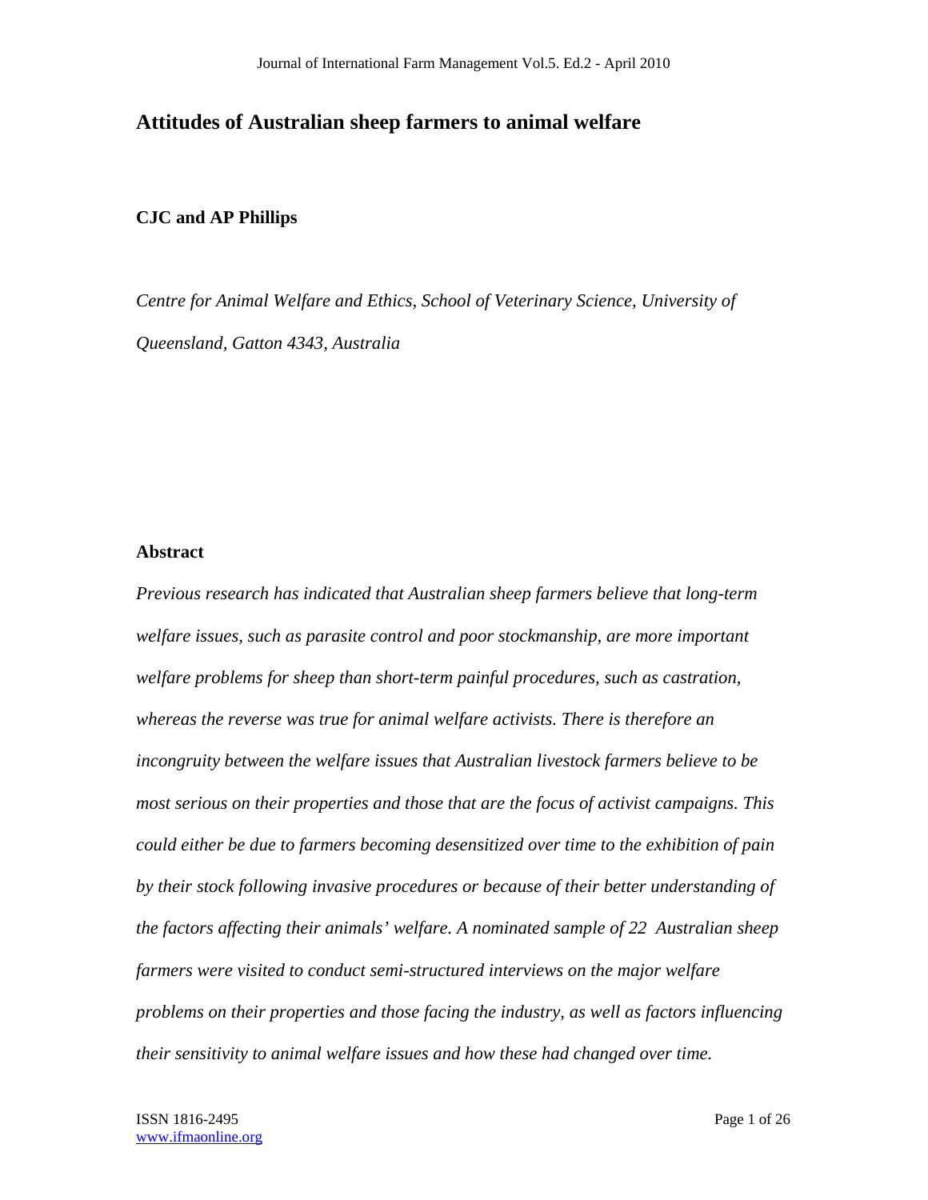# Attitudes of Australian sheep farmers to animal welfare

**CJC and AP Phillips**

*Centre for Animal Welfare and Ethics, School of Veterinary Science, University of Queensland, Gatton 4343, Australia*

## Abstract

*Previous research has indicated that Australian sheep farmers believe that long-term welfare issues, such as parasite control and poor stockmanship, are more important welfare problems for sheep than short-term painful procedures, such as castration, whereas the reverse was true for animal welfare activists. There is therefore an incongruity between the welfare issues that Australian livestock farmers believe to be most serious on their properties and those that are the focus of activist campaigns. This could either be due to farmers becoming desensitized over time to the exhibition of pain by their stock following invasive procedures or because of their better understanding of the factors affecting their animals' welfare. A nominated sample of 22 Australian sheep farmers were visited to conduct semi-structured interviews on the major welfare problems on their properties and those facing the industry, as well as factors influencing their sensitivity to animal welfare issues and how these had changed over time.*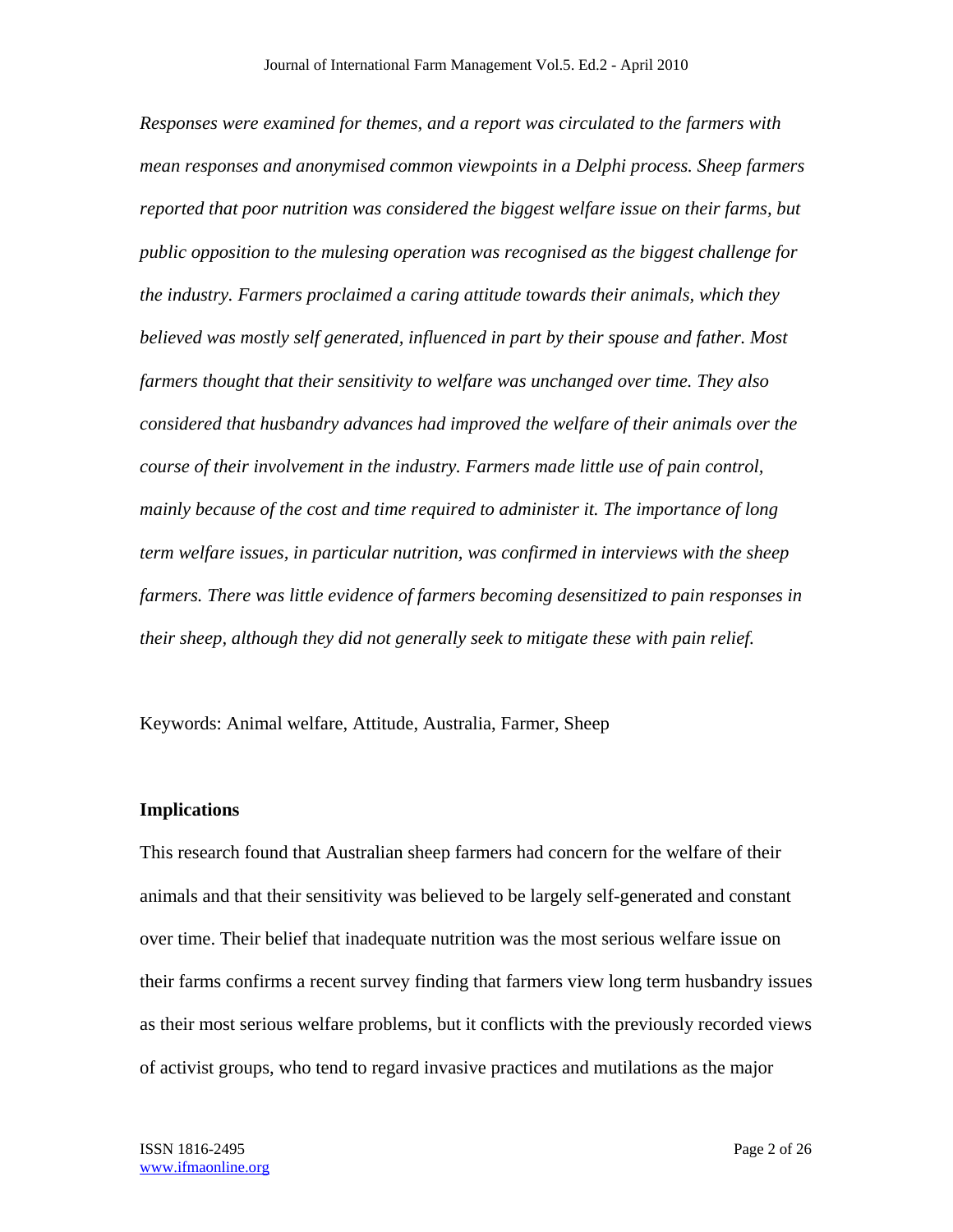*Responses were examined for themes, and a report was circulated to the farmers with mean responses and anonymised common viewpoints in a Delphi process. Sheep farmers reported that poor nutrition was considered the biggest welfare issue on their farms, but public opposition to the mulesing operation was recognised as the biggest challenge for the industry. Farmers proclaimed a caring attitude towards their animals, which they believed was mostly self generated, influenced in part by their spouse and father. Most farmers thought that their sensitivity to welfare was unchanged over time. They also considered that husbandry advances had improved the welfare of their animals over the course of their involvement in the industry. Farmers made little use of pain control, mainly because of the cost and time required to administer it. The importance of long term welfare issues, in particular nutrition, was confirmed in interviews with the sheep farmers. There was little evidence of farmers becoming desensitized to pain responses in their sheep, although they did not generally seek to mitigate these with pain relief.*

Keywords: Animal welfare, Attitude, Australia, Farmer, Sheep

**Implications**

This research found that Australian sheep farmers had concern for the welfare of their animals and that their sensitivity was believed to be largely self-generated and constant over time. Their belief that inadequate nutrition was the most serious welfare issue on their farms confirms a recent survey finding that farmers view long term husbandry issues as their most serious welfare problems, but it conflicts with the previously recorded views of activist groups, who tend to regard invasive practices and mutilations as the major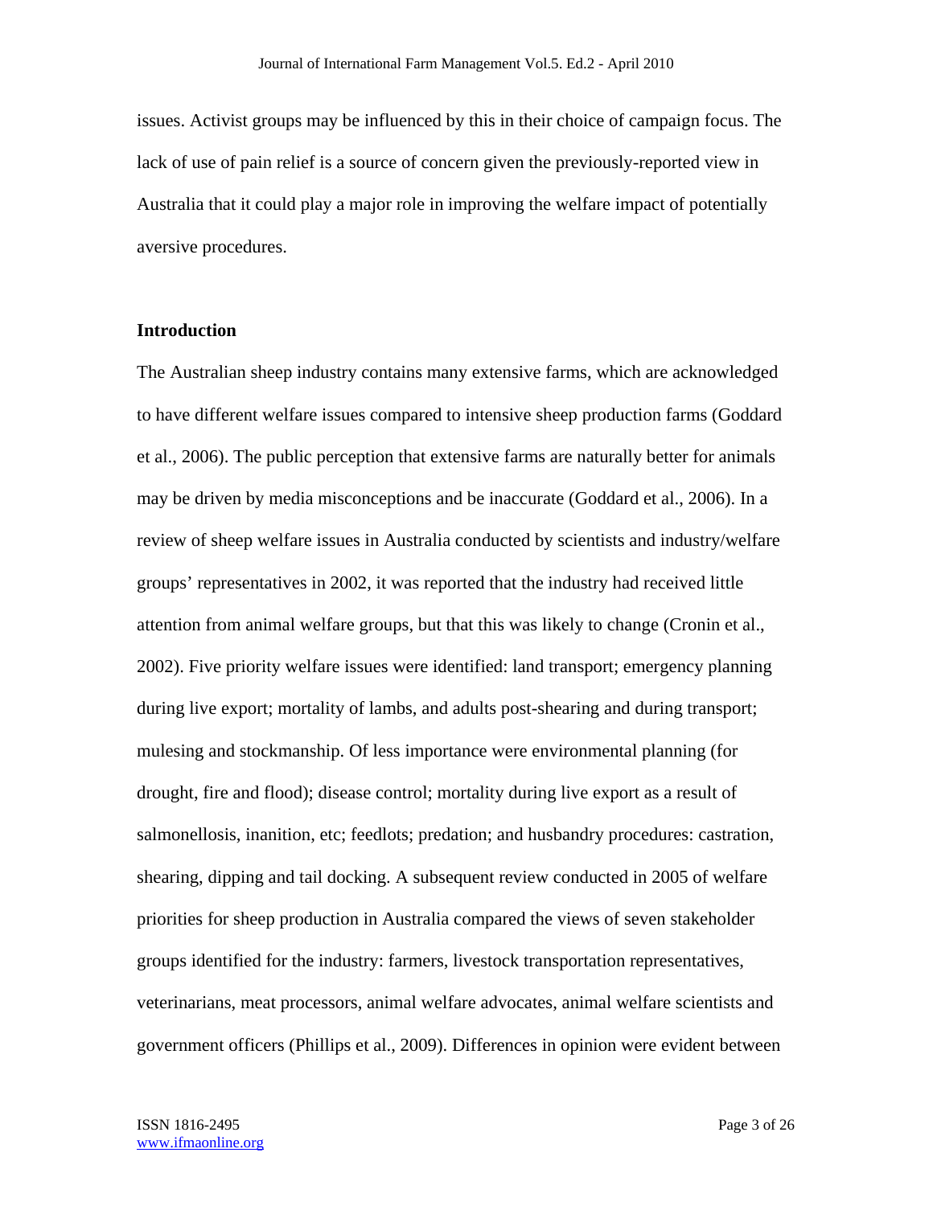issues. Activist groups may be influenced by this in their choice of campaign focus. The lack of use of pain relief is a source of concern given the previously-reported view in Australia that it could play a major role in improving the welfare impact of potentially aversive procedures.

## Introduction

The Australian sheep industry contains many extensive farms, which are acknowledged to have different welfare issues compared to intensive sheep production farms (Goddard et al., 2006). The public perception that extensive farms are naturally better for animals may be driven by media misconceptions and be inaccurate (Goddard et al., 2006). In a review of sheep welfare issues in Australia conducted by scientists and industry/welfare groups' representatives in 2002, it was reported that the industry had received little attention from animal welfare groups, but that this was likely to change (Cronin et al., 2002). Five priority welfare issues were identified: land transport; emergency planning during live export; mortality of lambs, and adults post-shearing and during transport; mulesing and stockmanship. Of less importance were environmental planning (for drought, fire and flood); disease control; mortality during live export as a result of salmonellosis, inanition, etc; feedlots; predation; and husbandry procedures: castration, shearing, dipping and tail docking. A subsequent review conducted in 2005 of welfare priorities for sheep production in Australia compared the views of seven stakeholder groups identified for the industry: farmers, livestock transportation representatives, veterinarians, meat processors, animal welfare advocates, animal welfare scientists and government officers (Phillips et al., 2009). Differences in opinion were evident between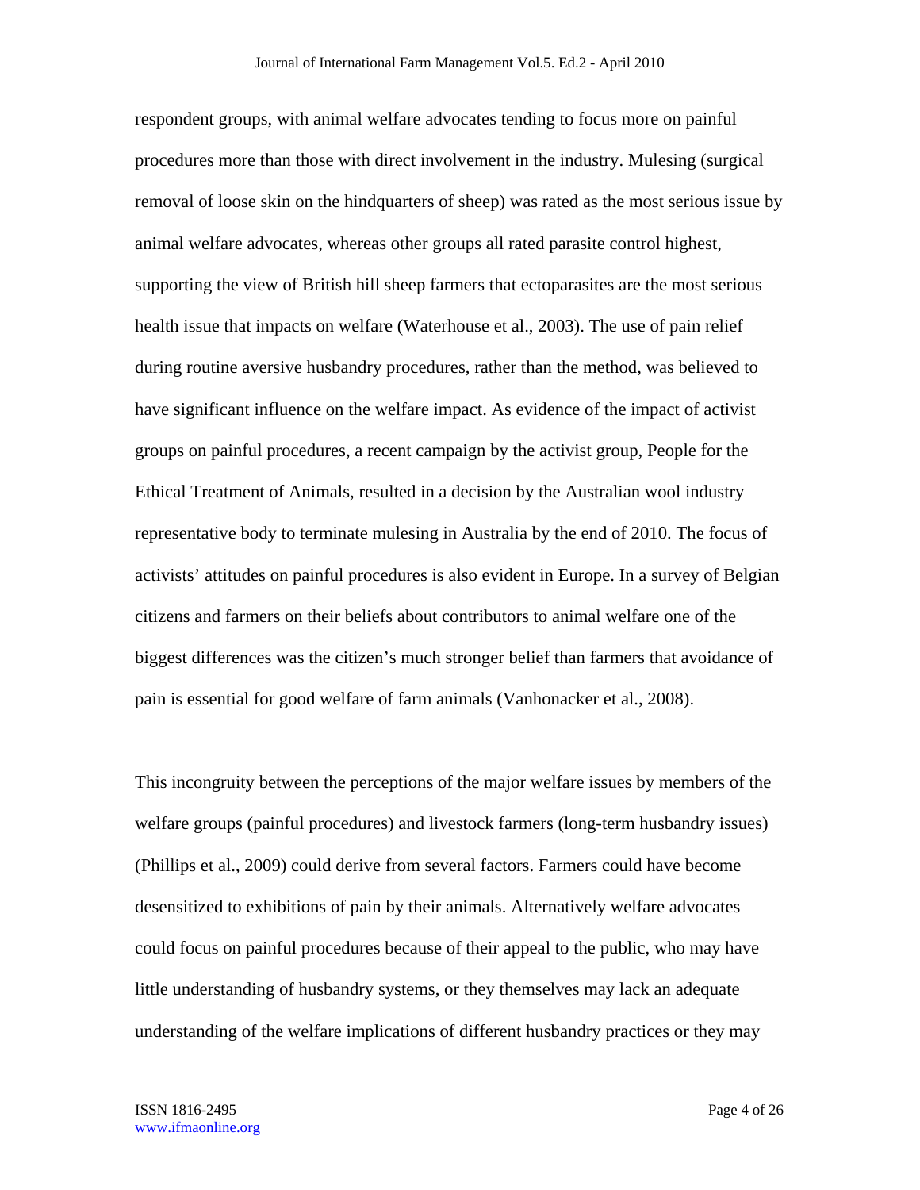respondent groups, with animal welfare advocates tending to focus more on painful procedures more than those with direct involvement in the industry. Mulesing (surgical removal of loose skin on the hindquarters of sheep) was rated as the most serious issue by animal welfare advocates, whereas other groups all rated parasite control highest, supporting the view of British hill sheep farmers that ectoparasites are the most serious health issue that impacts on welfare (Waterhouse et al., 2003). The use of pain relief during routine aversive husbandry procedures, rather than the method, was believed to have significant influence on the welfare impact. As evidence of the impact of activist groups on painful procedures, a recent campaign by the activist group, People for the Ethical Treatment of Animals, resulted in a decision by the Australian wool industry representative body to terminate mulesing in Australia by the end of 2010. The focus of activists' attitudes on painful procedures is also evident in Europe. In a survey of Belgian citizens and farmers on their beliefs about contributors to animal welfare one of the biggest differences was the citizen's much stronger belief than farmers that avoidance of pain is essential for good welfare of farm animals (Vanhonacker et al., 2008).

This incongruity between the perceptions of the major welfare issues by members of the welfare groups (painful procedures) and livestock farmers (long-term husbandry issues) (Phillips et al., 2009) could derive from several factors. Farmers could have become desensitized to exhibitions of pain by their animals. Alternatively welfare advocates could focus on painful procedures because of their appeal to the public, who may have little understanding of husbandry systems, or they themselves may lack an adequate understanding of the welfare implications of different husbandry practices or they may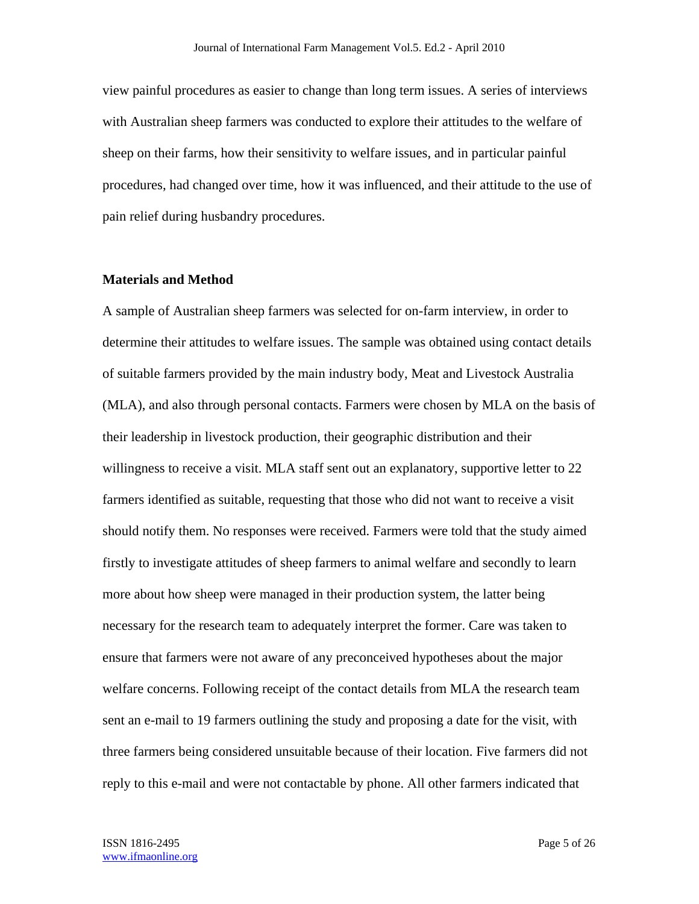view painful procedures as easier to change than long term issues. A series of interviews with Australian sheep farmers was conducted to explore their attitudes to the welfare of sheep on their farms, how their sensitivity to welfare issues, and in particular painful procedures, had changed over time, how it was influenced, and their attitude to the use of pain relief during husbandry procedures.

## Materials and Method

A sample of Australian sheep farmers was selected for on-farm interview, in order to determine their attitudes to welfare issues. The sample was obtained using contact details of suitable farmers provided by the main industry body, Meat and Livestock Australia (MLA), and also through personal contacts. Farmers were chosen by MLA on the basis of their leadership in livestock production, their geographic distribution and their willingness to receive a visit. MLA staff sent out an explanatory, supportive letter to 22 farmers identified as suitable, requesting that those who did not want to receive a visit should notify them. No responses were received. Farmers were told that the study aimed firstly to investigate attitudes of sheep farmers to animal welfare and secondly to learn more about how sheep were managed in their production system, the latter being necessary for the research team to adequately interpret the former. Care was taken to ensure that farmers were not aware of any preconceived hypotheses about the major welfare concerns. Following receipt of the contact details from MLA the research team sent an e-mail to 19 farmers outlining the study and proposing a date for the visit, with three farmers being considered unsuitable because of their location. Five farmers did not reply to this e-mail and were not contactable by phone. All other farmers indicated that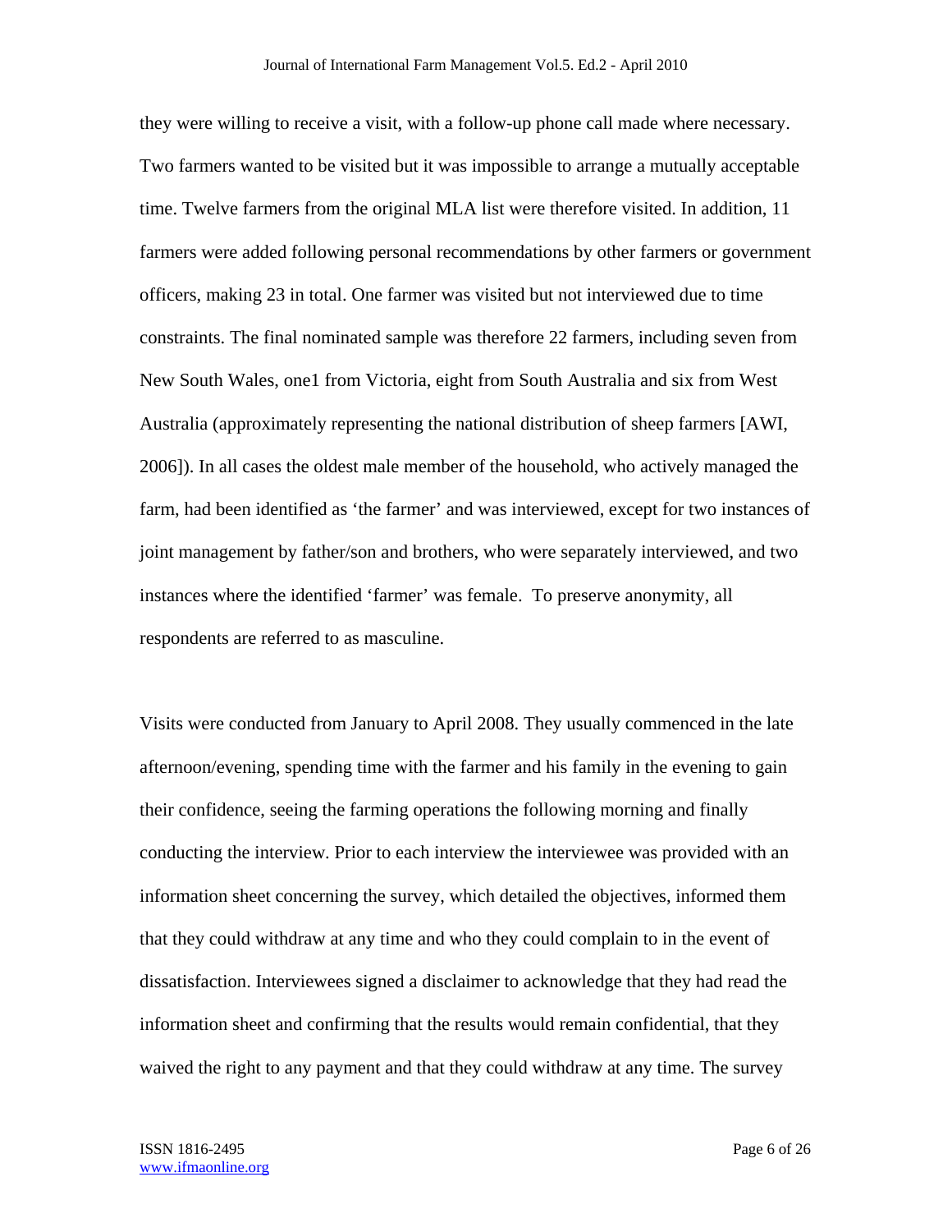they were willing to receive a visit, with a follow-up phone call made where necessary. Two farmers wanted to be visited but it was impossible to arrange a mutually acceptable time. Twelve farmers from the original MLA list were therefore visited. In addition, 11 farmers were added following personal recommendations by other farmers or government officers, making 23 in total. One farmer was visited but not interviewed due to time constraints. The final nominated sample was therefore 22 farmers, including seven from New South Wales, one1 from Victoria, eight from South Australia and six from West Australia (approximately representing the national distribution of sheep farmers [AWI, 2006]). In all cases the oldest male member of the household, who actively managed the farm, had been identified as 'the farmer' and was interviewed, except for two instances of joint management by father/son and brothers, who were separately interviewed, and two instances where the identified 'farmer' was female. To preserve anonymity, all respondents are referred to as masculine.

Visits were conducted from January to April 2008. They usually commenced in the late afternoon/evening, spending time with the farmer and his family in the evening to gain their confidence, seeing the farming operations the following morning and finally conducting the interview. Prior to each interview the interviewee was provided with an information sheet concerning the survey, which detailed the objectives, informed them that they could withdraw at any time and who they could complain to in the event of dissatisfaction. Interviewees signed a disclaimer to acknowledge that they had read the information sheet and confirming that the results would remain confidential, that they waived the right to any payment and that they could withdraw at any time. The survey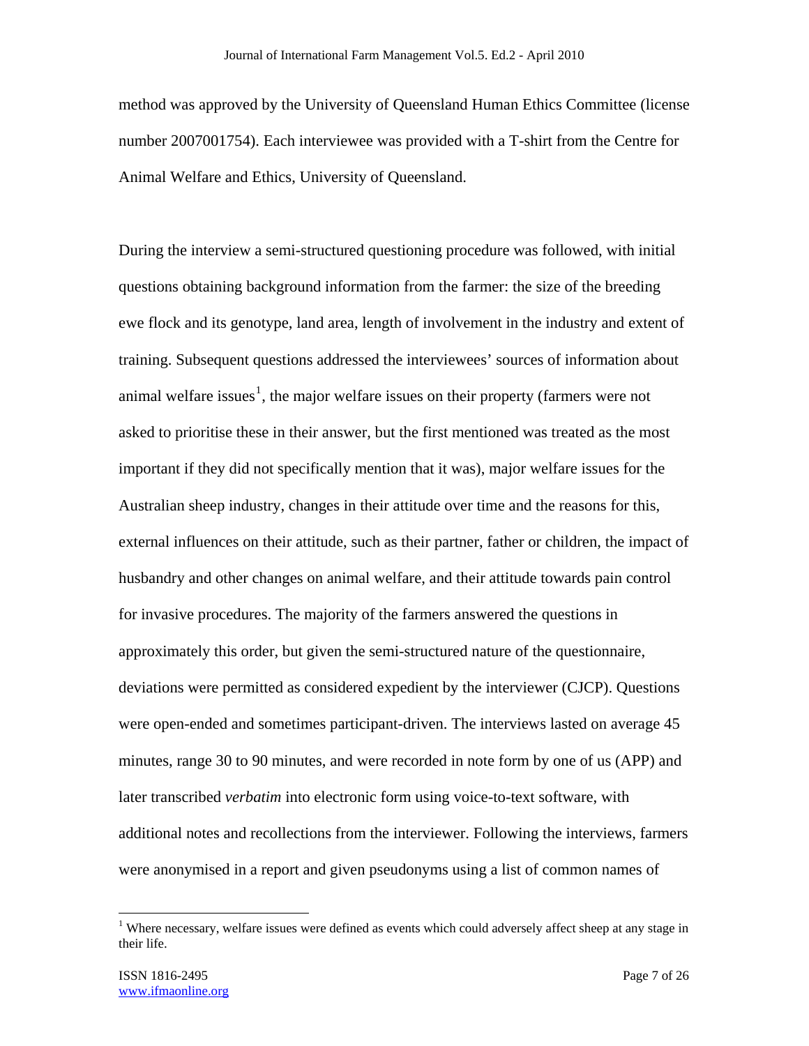method was approved by the University of Queensland Human Ethics Committee (license number 2007001754). Each interviewee was provided with a T-shirt from the Centre for Animal Welfare and Ethics, University of Queensland.

During the interview a semi-structured questioning procedure was followed, with initial questions obtaining background information from the farmer: the size of the breeding ewe flock and its genotype, land area, length of involvement in the industry and extent of training. Subsequent questions addressed the interviewees' sources of information about animal welfare issues[1], the major welfare issues on their property (farmers were not asked to prioritise these in their answer, but the first mentioned was treated as the most important if they did not specifically mention that it was), major welfare issues for the Australian sheep industry, changes in their attitude over time and the reasons for this, external influences on their attitude, such as their partner, father or children, the impact of husbandry and other changes on animal welfare, and their attitude towards pain control for invasive procedures. The majority of the farmers answered the questions in approximately this order, but given the semi-structured nature of the questionnaire, deviations were permitted as considered expedient by the interviewer (CJCP). Questions were open-ended and sometimes participant-driven. The interviews lasted on average 45 minutes, range 30 to 90 minutes, and were recorded in note form by one of us (APP) and later transcribed *verbatim* into electronic form using voice-to-text software, with additional notes and recollections from the interviewer. Following the interviews, farmers were anonymised in a report and given pseudonyms using a list of common names of

[1] Where necessary, welfare issues were defined as events which could adversely affect sheep at any stage in their life.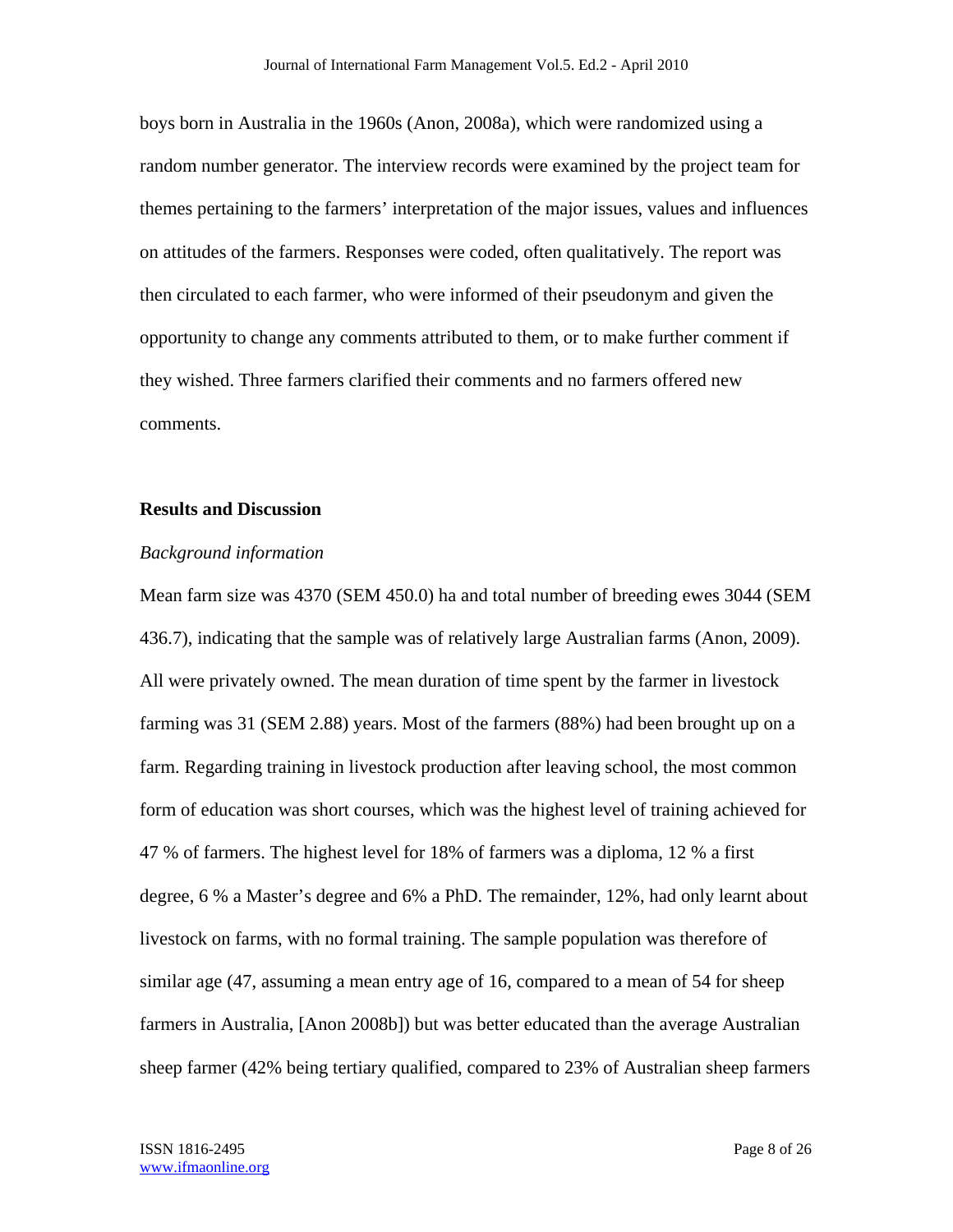boys born in Australia in the 1960s (Anon, 2008a), which were randomized using a random number generator. The interview records were examined by the project team for themes pertaining to the farmers' interpretation of the major issues, values and influences on attitudes of the farmers. Responses were coded, often qualitatively. The report was then circulated to each farmer, who were informed of their pseudonym and given the opportunity to change any comments attributed to them, or to make further comment if they wished. Three farmers clarified their comments and no farmers offered new comments.

## Results and Discussion

### *Background information*

Mean farm size was 4370 (SEM 450.0) ha and total number of breeding ewes 3044 (SEM 436.7), indicating that the sample was of relatively large Australian farms (Anon, 2009). All were privately owned. The mean duration of time spent by the farmer in livestock farming was 31 (SEM 2.88) years. Most of the farmers (88%) had been brought up on a farm. Regarding training in livestock production after leaving school, the most common form of education was short courses, which was the highest level of training achieved for 47 % of farmers. The highest level for 18% of farmers was a diploma, 12 % a first degree, 6 % a Master's degree and 6% a PhD. The remainder, 12%, had only learnt about livestock on farms, with no formal training. The sample population was therefore of similar age (47, assuming a mean entry age of 16, compared to a mean of 54 for sheep farmers in Australia, [Anon 2008b]) but was better educated than the average Australian sheep farmer (42% being tertiary qualified, compared to 23% of Australian sheep farmers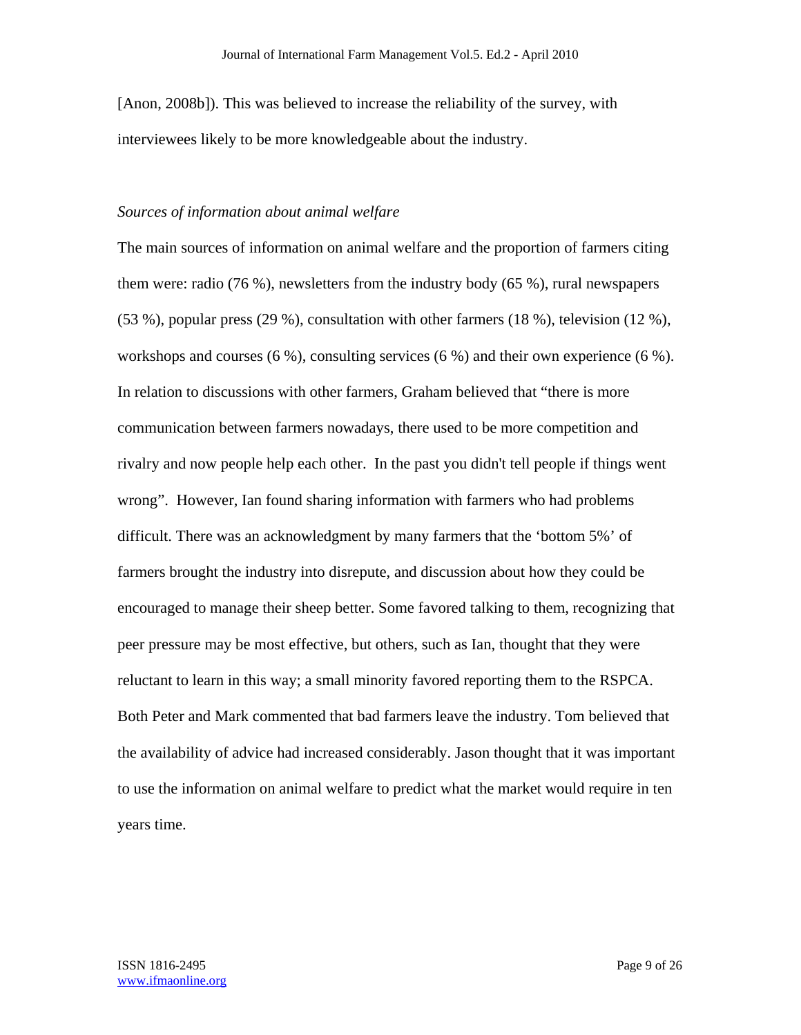[Anon, 2008b]). This was believed to increase the reliability of the survey, with interviewees likely to be more knowledgeable about the industry.

*Sources of information about animal welfare*

The main sources of information on animal welfare and the proportion of farmers citing them were: radio (76 %), newsletters from the industry body (65 %), rural newspapers (53 %), popular press (29 %), consultation with other farmers (18 %), television (12 %), workshops and courses (6 %), consulting services (6 %) and their own experience (6 %). In relation to discussions with other farmers, Graham believed that “there is more communication between farmers nowadays, there used to be more competition and rivalry and now people help each other. In the past you didn't tell people if things went wrong”. However, Ian found sharing information with farmers who had problems difficult. There was an acknowledgment by many farmers that the ‘bottom 5%’ of farmers brought the industry into disrepute, and discussion about how they could be encouraged to manage their sheep better. Some favored talking to them, recognizing that peer pressure may be most effective, but others, such as Ian, thought that they were reluctant to learn in this way; a small minority favored reporting them to the RSPCA. Both Peter and Mark commented that bad farmers leave the industry. Tom believed that the availability of advice had increased considerably. Jason thought that it was important to use the information on animal welfare to predict what the market would require in ten years time.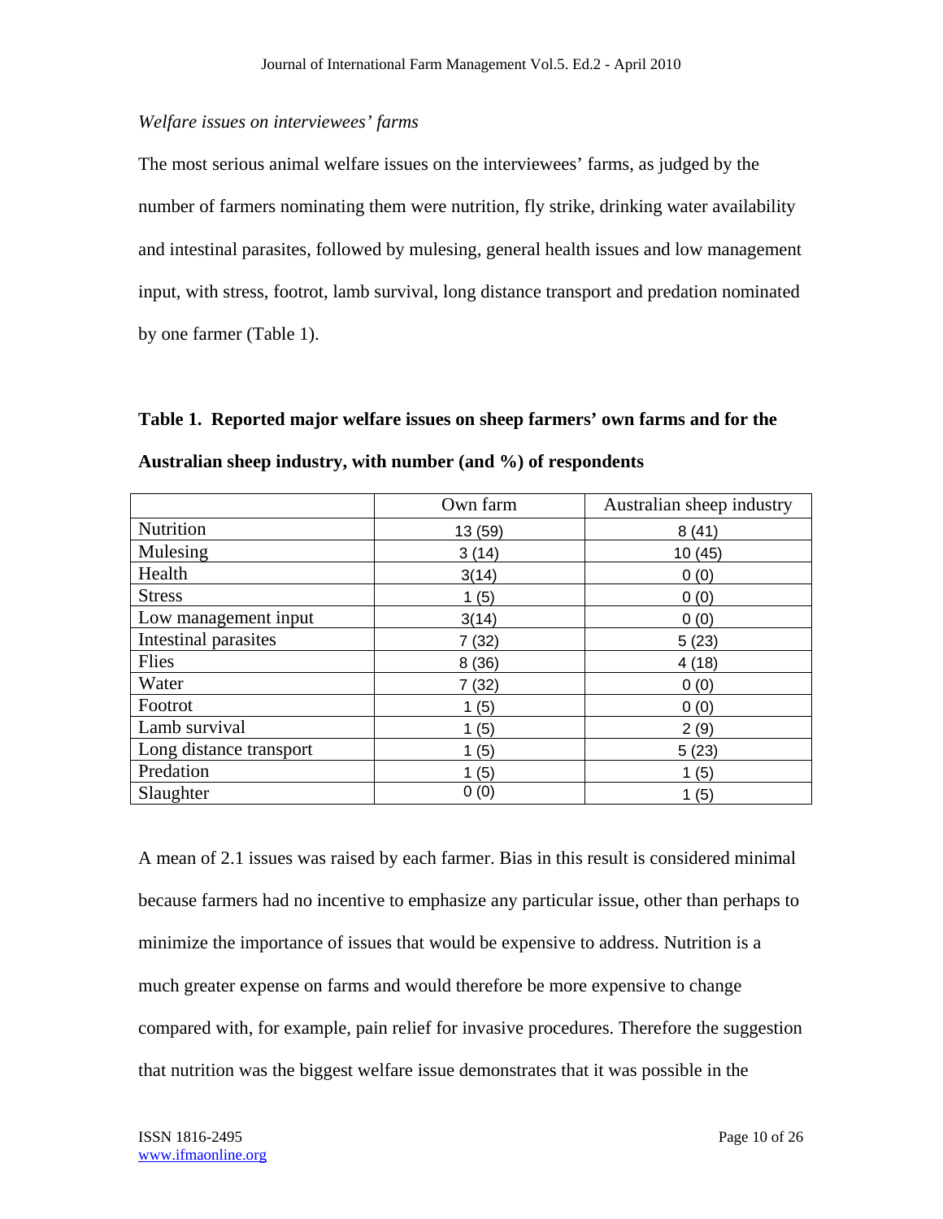*Welfare issues on interviewees' farms*

The most serious animal welfare issues on the interviewees' farms, as judged by the number of farmers nominating them were nutrition, fly strike, drinking water availability and intestinal parasites, followed by mulesing, general health issues and low management input, with stress, footrot, lamb survival, long distance transport and predation nominated by one farmer (Table 1).

**Table 1. Reported major welfare issues on sheep farmers' own farms and for the Australian sheep industry, with number (and %) of respondents**

| | Own farm | Australian sheep industry |
|---|---|---|
| Nutrition | 13 (59) | 8 (41) |
| Mulesing | 3 (14) | 10 (45) |
| Health | 3(14) | 0 (0) |
| Stress | 1 (5) | 0 (0) |
| Low management input | 3(14) | 0 (0) |
| Intestinal parasites | 7 (32) | 5 (23) |
| Flies | 8 (36) | 4 (18) |
| Water | 7 (32) | 0 (0) |
| Footrot | 1 (5) | 0 (0) |
| Lamb survival | 1 (5) | 2 (9) |
| Long distance transport | 1 (5) | 5 (23) |
| Predation | 1 (5) | 1 (5) |
| Slaughter | 0 (0) | 1 (5) |

A mean of 2.1 issues was raised by each farmer. Bias in this result is considered minimal because farmers had no incentive to emphasize any particular issue, other than perhaps to minimize the importance of issues that would be expensive to address. Nutrition is a much greater expense on farms and would therefore be more expensive to change compared with, for example, pain relief for invasive procedures. Therefore the suggestion that nutrition was the biggest welfare issue demonstrates that it was possible in the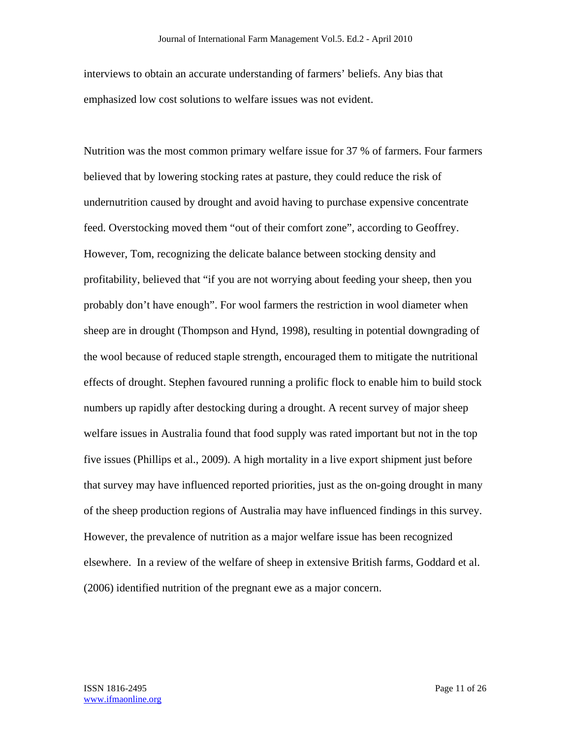interviews to obtain an accurate understanding of farmers' beliefs. Any bias that emphasized low cost solutions to welfare issues was not evident.

Nutrition was the most common primary welfare issue for 37 % of farmers. Four farmers believed that by lowering stocking rates at pasture, they could reduce the risk of undernutrition caused by drought and avoid having to purchase expensive concentrate feed. Overstocking moved them "out of their comfort zone", according to Geoffrey. However, Tom, recognizing the delicate balance between stocking density and profitability, believed that "if you are not worrying about feeding your sheep, then you probably don't have enough". For wool farmers the restriction in wool diameter when sheep are in drought (Thompson and Hynd, 1998), resulting in potential downgrading of the wool because of reduced staple strength, encouraged them to mitigate the nutritional effects of drought. Stephen favoured running a prolific flock to enable him to build stock numbers up rapidly after destocking during a drought. A recent survey of major sheep welfare issues in Australia found that food supply was rated important but not in the top five issues (Phillips et al., 2009). A high mortality in a live export shipment just before that survey may have influenced reported priorities, just as the on-going drought in many of the sheep production regions of Australia may have influenced findings in this survey. However, the prevalence of nutrition as a major welfare issue has been recognized elsewhere. In a review of the welfare of sheep in extensive British farms, Goddard et al. (2006) identified nutrition of the pregnant ewe as a major concern.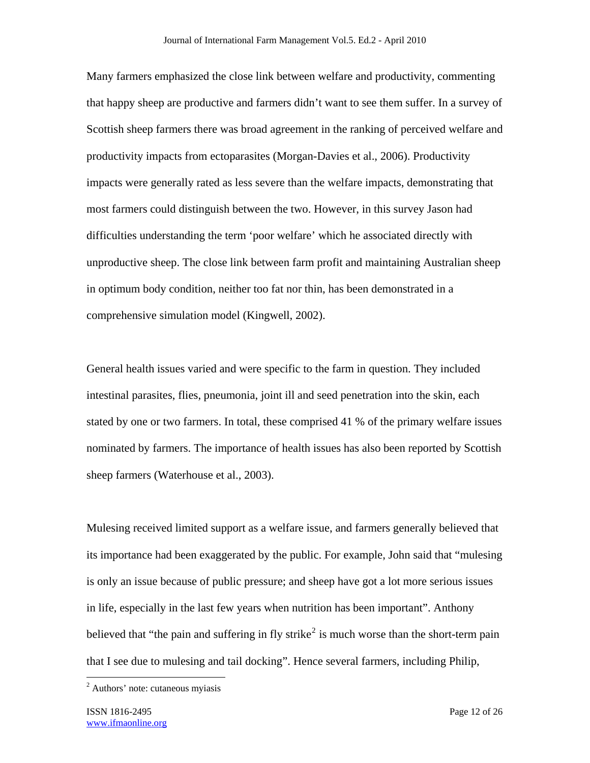Many farmers emphasized the close link between welfare and productivity, commenting that happy sheep are productive and farmers didn't want to see them suffer. In a survey of Scottish sheep farmers there was broad agreement in the ranking of perceived welfare and productivity impacts from ectoparasites (Morgan-Davies et al., 2006). Productivity impacts were generally rated as less severe than the welfare impacts, demonstrating that most farmers could distinguish between the two. However, in this survey Jason had difficulties understanding the term 'poor welfare' which he associated directly with unproductive sheep. The close link between farm profit and maintaining Australian sheep in optimum body condition, neither too fat nor thin, has been demonstrated in a comprehensive simulation model (Kingwell, 2002).

General health issues varied and were specific to the farm in question. They included intestinal parasites, flies, pneumonia, joint ill and seed penetration into the skin, each stated by one or two farmers. In total, these comprised 41 % of the primary welfare issues nominated by farmers. The importance of health issues has also been reported by Scottish sheep farmers (Waterhouse et al., 2003).

Mulesing received limited support as a welfare issue, and farmers generally believed that its importance had been exaggerated by the public. For example, John said that "mulesing is only an issue because of public pressure; and sheep have got a lot more serious issues in life, especially in the last few years when nutrition has been important". Anthony believed that "the pain and suffering in fly strike[2] is much worse than the short-term pain that I see due to mulesing and tail docking". Hence several farmers, including Philip,

[2] Authors' note: cutaneous myiasis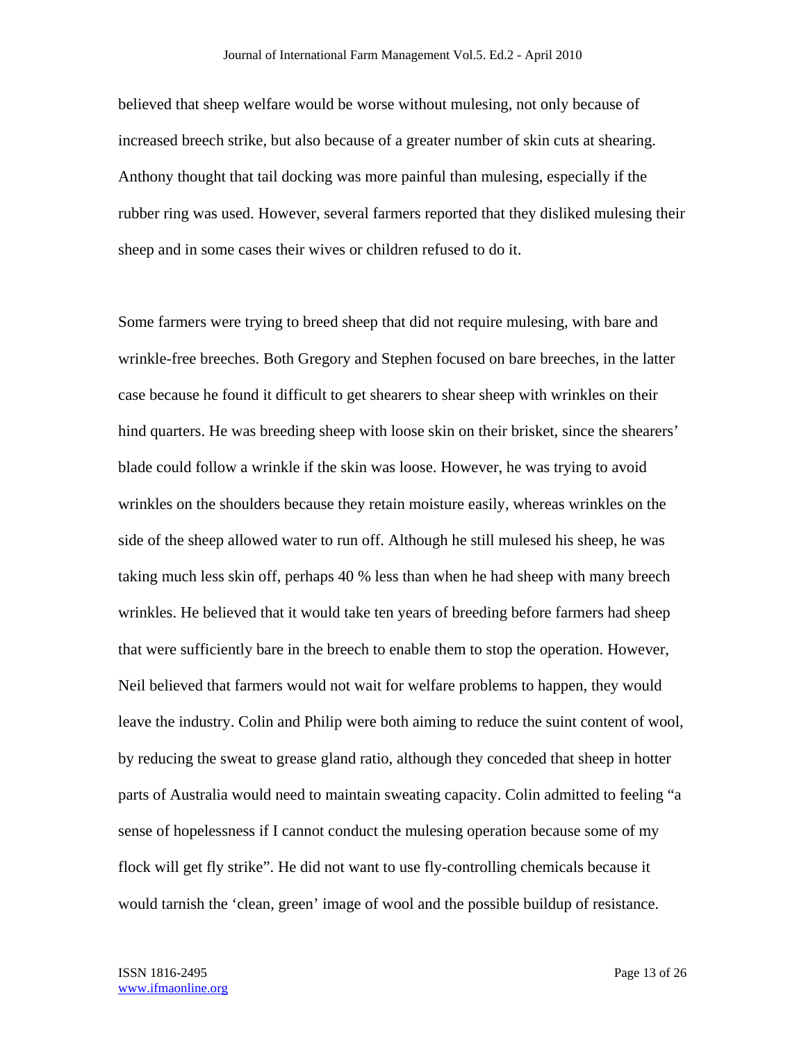believed that sheep welfare would be worse without mulesing, not only because of increased breech strike, but also because of a greater number of skin cuts at shearing. Anthony thought that tail docking was more painful than mulesing, especially if the rubber ring was used. However, several farmers reported that they disliked mulesing their sheep and in some cases their wives or children refused to do it.

Some farmers were trying to breed sheep that did not require mulesing, with bare and wrinkle-free breeches. Both Gregory and Stephen focused on bare breeches, in the latter case because he found it difficult to get shearers to shear sheep with wrinkles on their hind quarters. He was breeding sheep with loose skin on their brisket, since the shearers' blade could follow a wrinkle if the skin was loose. However, he was trying to avoid wrinkles on the shoulders because they retain moisture easily, whereas wrinkles on the side of the sheep allowed water to run off. Although he still mulesed his sheep, he was taking much less skin off, perhaps 40 % less than when he had sheep with many breech wrinkles. He believed that it would take ten years of breeding before farmers had sheep that were sufficiently bare in the breech to enable them to stop the operation. However, Neil believed that farmers would not wait for welfare problems to happen, they would leave the industry. Colin and Philip were both aiming to reduce the suint content of wool, by reducing the sweat to grease gland ratio, although they conceded that sheep in hotter parts of Australia would need to maintain sweating capacity. Colin admitted to feeling "a sense of hopelessness if I cannot conduct the mulesing operation because some of my flock will get fly strike". He did not want to use fly-controlling chemicals because it would tarnish the 'clean, green' image of wool and the possible buildup of resistance.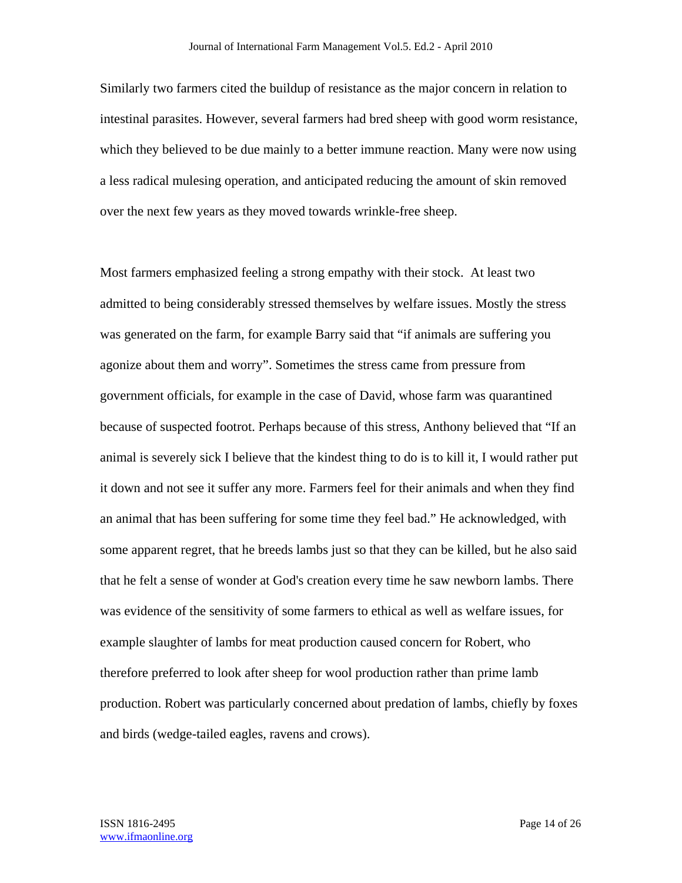Similarly two farmers cited the buildup of resistance as the major concern in relation to intestinal parasites. However, several farmers had bred sheep with good worm resistance, which they believed to be due mainly to a better immune reaction. Many were now using a less radical mulesing operation, and anticipated reducing the amount of skin removed over the next few years as they moved towards wrinkle-free sheep.

Most farmers emphasized feeling a strong empathy with their stock. At least two admitted to being considerably stressed themselves by welfare issues. Mostly the stress was generated on the farm, for example Barry said that "if animals are suffering you agonize about them and worry". Sometimes the stress came from pressure from government officials, for example in the case of David, whose farm was quarantined because of suspected footrot. Perhaps because of this stress, Anthony believed that "If an animal is severely sick I believe that the kindest thing to do is to kill it, I would rather put it down and not see it suffer any more. Farmers feel for their animals and when they find an animal that has been suffering for some time they feel bad." He acknowledged, with some apparent regret, that he breeds lambs just so that they can be killed, but he also said that he felt a sense of wonder at God's creation every time he saw newborn lambs. There was evidence of the sensitivity of some farmers to ethical as well as welfare issues, for example slaughter of lambs for meat production caused concern for Robert, who therefore preferred to look after sheep for wool production rather than prime lamb production. Robert was particularly concerned about predation of lambs, chiefly by foxes and birds (wedge-tailed eagles, ravens and crows).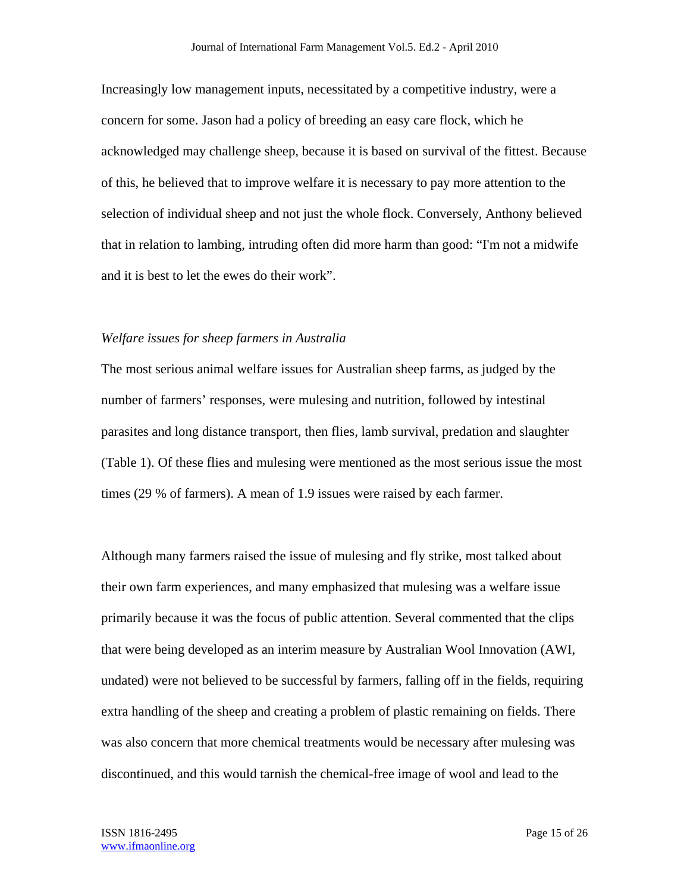Increasingly low management inputs, necessitated by a competitive industry, were a concern for some. Jason had a policy of breeding an easy care flock, which he acknowledged may challenge sheep, because it is based on survival of the fittest. Because of this, he believed that to improve welfare it is necessary to pay more attention to the selection of individual sheep and not just the whole flock. Conversely, Anthony believed that in relation to lambing, intruding often did more harm than good: "I'm not a midwife and it is best to let the ewes do their work".

*Welfare issues for sheep farmers in Australia*

The most serious animal welfare issues for Australian sheep farms, as judged by the number of farmers' responses, were mulesing and nutrition, followed by intestinal parasites and long distance transport, then flies, lamb survival, predation and slaughter (Table 1). Of these flies and mulesing were mentioned as the most serious issue the most times (29 % of farmers). A mean of 1.9 issues were raised by each farmer.

Although many farmers raised the issue of mulesing and fly strike, most talked about their own farm experiences, and many emphasized that mulesing was a welfare issue primarily because it was the focus of public attention. Several commented that the clips that were being developed as an interim measure by Australian Wool Innovation (AWI, undated) were not believed to be successful by farmers, falling off in the fields, requiring extra handling of the sheep and creating a problem of plastic remaining on fields. There was also concern that more chemical treatments would be necessary after mulesing was discontinued, and this would tarnish the chemical-free image of wool and lead to the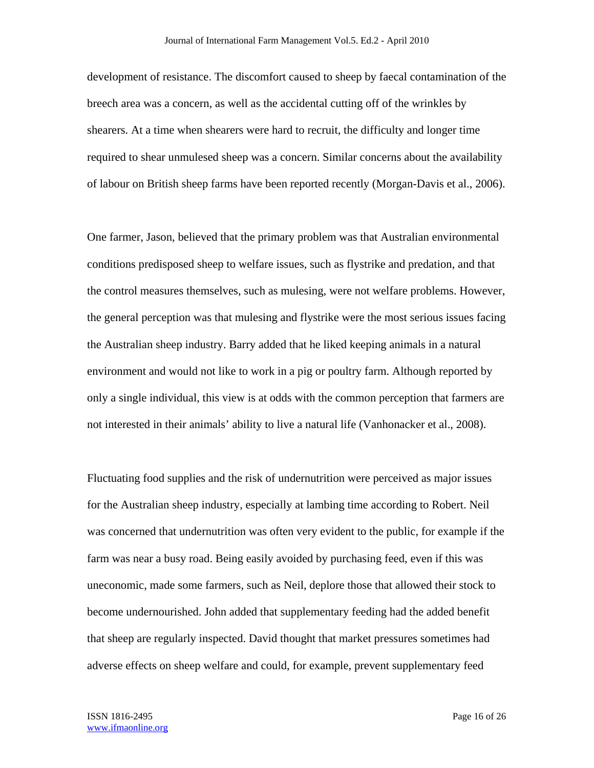development of resistance. The discomfort caused to sheep by faecal contamination of the breech area was a concern, as well as the accidental cutting off of the wrinkles by shearers. At a time when shearers were hard to recruit, the difficulty and longer time required to shear unmulesed sheep was a concern. Similar concerns about the availability of labour on British sheep farms have been reported recently (Morgan-Davis et al., 2006).

One farmer, Jason, believed that the primary problem was that Australian environmental conditions predisposed sheep to welfare issues, such as flystrike and predation, and that the control measures themselves, such as mulesing, were not welfare problems. However, the general perception was that mulesing and flystrike were the most serious issues facing the Australian sheep industry. Barry added that he liked keeping animals in a natural environment and would not like to work in a pig or poultry farm. Although reported by only a single individual, this view is at odds with the common perception that farmers are not interested in their animals' ability to live a natural life (Vanhonacker et al., 2008).

Fluctuating food supplies and the risk of undernutrition were perceived as major issues for the Australian sheep industry, especially at lambing time according to Robert. Neil was concerned that undernutrition was often very evident to the public, for example if the farm was near a busy road. Being easily avoided by purchasing feed, even if this was uneconomic, made some farmers, such as Neil, deplore those that allowed their stock to become undernourished. John added that supplementary feeding had the added benefit that sheep are regularly inspected. David thought that market pressures sometimes had adverse effects on sheep welfare and could, for example, prevent supplementary feed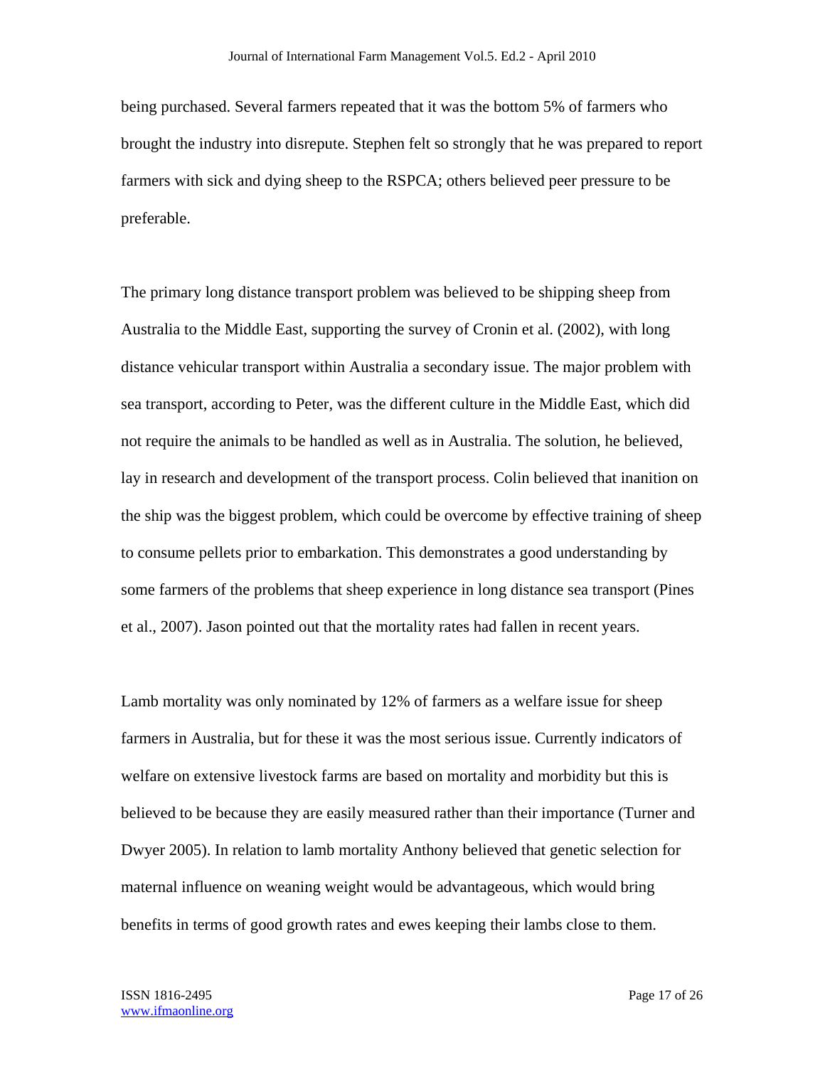being purchased. Several farmers repeated that it was the bottom 5% of farmers who brought the industry into disrepute. Stephen felt so strongly that he was prepared to report farmers with sick and dying sheep to the RSPCA; others believed peer pressure to be preferable.

The primary long distance transport problem was believed to be shipping sheep from Australia to the Middle East, supporting the survey of Cronin et al. (2002), with long distance vehicular transport within Australia a secondary issue. The major problem with sea transport, according to Peter, was the different culture in the Middle East, which did not require the animals to be handled as well as in Australia. The solution, he believed, lay in research and development of the transport process. Colin believed that inanition on the ship was the biggest problem, which could be overcome by effective training of sheep to consume pellets prior to embarkation. This demonstrates a good understanding by some farmers of the problems that sheep experience in long distance sea transport (Pines et al., 2007). Jason pointed out that the mortality rates had fallen in recent years.

Lamb mortality was only nominated by 12% of farmers as a welfare issue for sheep farmers in Australia, but for these it was the most serious issue. Currently indicators of welfare on extensive livestock farms are based on mortality and morbidity but this is believed to be because they are easily measured rather than their importance (Turner and Dwyer 2005). In relation to lamb mortality Anthony believed that genetic selection for maternal influence on weaning weight would be advantageous, which would bring benefits in terms of good growth rates and ewes keeping their lambs close to them.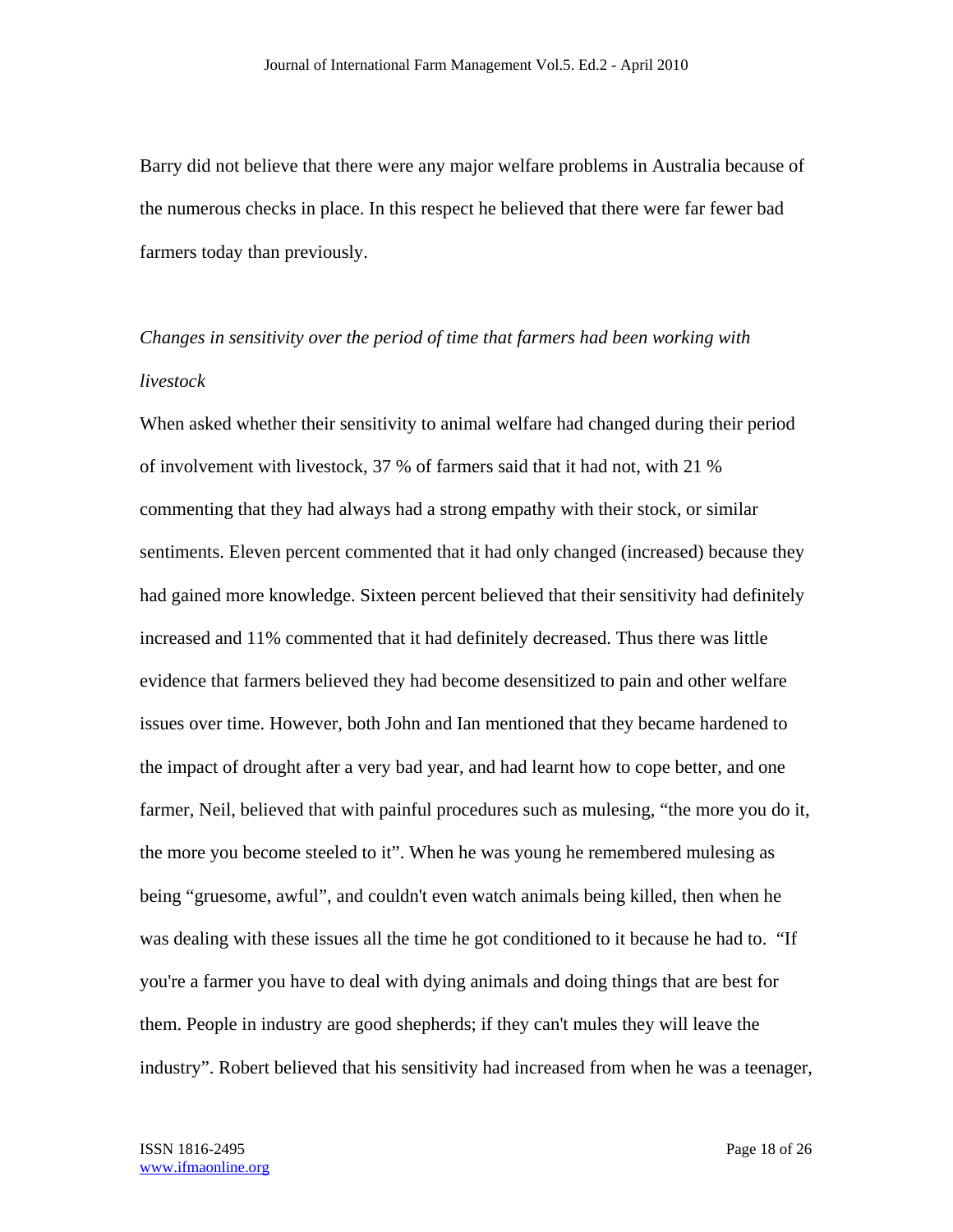Barry did not believe that there were any major welfare problems in Australia because of the numerous checks in place. In this respect he believed that there were far fewer bad farmers today than previously.

*Changes in sensitivity over the period of time that farmers had been working with livestock*

When asked whether their sensitivity to animal welfare had changed during their period of involvement with livestock, 37 % of farmers said that it had not, with 21 % commenting that they had always had a strong empathy with their stock, or similar sentiments. Eleven percent commented that it had only changed (increased) because they had gained more knowledge. Sixteen percent believed that their sensitivity had definitely increased and 11% commented that it had definitely decreased. Thus there was little evidence that farmers believed they had become desensitized to pain and other welfare issues over time. However, both John and Ian mentioned that they became hardened to the impact of drought after a very bad year, and had learnt how to cope better, and one farmer, Neil, believed that with painful procedures such as mulesing, "the more you do it, the more you become steeled to it". When he was young he remembered mulesing as being "gruesome, awful", and couldn't even watch animals being killed, then when he was dealing with these issues all the time he got conditioned to it because he had to. "If you're a farmer you have to deal with dying animals and doing things that are best for them. People in industry are good shepherds; if they can't mules they will leave the industry". Robert believed that his sensitivity had increased from when he was a teenager,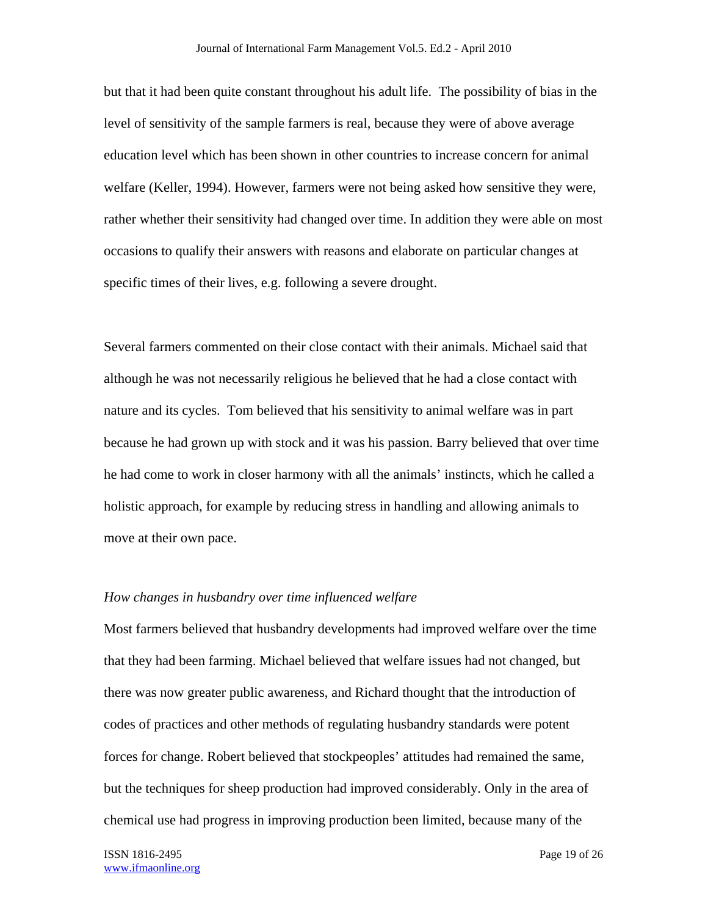but that it had been quite constant throughout his adult life. The possibility of bias in the level of sensitivity of the sample farmers is real, because they were of above average education level which has been shown in other countries to increase concern for animal welfare (Keller, 1994). However, farmers were not being asked how sensitive they were, rather whether their sensitivity had changed over time. In addition they were able on most occasions to qualify their answers with reasons and elaborate on particular changes at specific times of their lives, e.g. following a severe drought.

Several farmers commented on their close contact with their animals. Michael said that although he was not necessarily religious he believed that he had a close contact with nature and its cycles. Tom believed that his sensitivity to animal welfare was in part because he had grown up with stock and it was his passion. Barry believed that over time he had come to work in closer harmony with all the animals' instincts, which he called a holistic approach, for example by reducing stress in handling and allowing animals to move at their own pace.

*How changes in husbandry over time influenced welfare*

Most farmers believed that husbandry developments had improved welfare over the time that they had been farming. Michael believed that welfare issues had not changed, but there was now greater public awareness, and Richard thought that the introduction of codes of practices and other methods of regulating husbandry standards were potent forces for change. Robert believed that stockpeoples' attitudes had remained the same, but the techniques for sheep production had improved considerably. Only in the area of chemical use had progress in improving production been limited, because many of the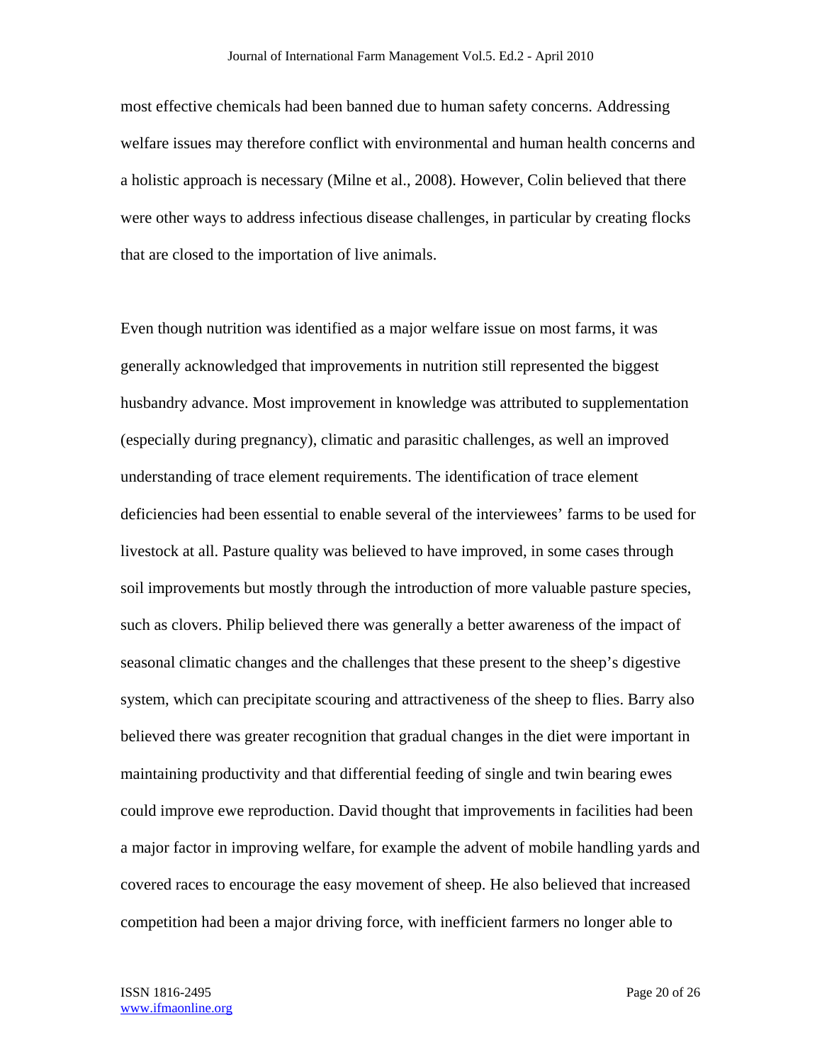most effective chemicals had been banned due to human safety concerns. Addressing welfare issues may therefore conflict with environmental and human health concerns and a holistic approach is necessary (Milne et al., 2008). However, Colin believed that there were other ways to address infectious disease challenges, in particular by creating flocks that are closed to the importation of live animals.

Even though nutrition was identified as a major welfare issue on most farms, it was generally acknowledged that improvements in nutrition still represented the biggest husbandry advance. Most improvement in knowledge was attributed to supplementation (especially during pregnancy), climatic and parasitic challenges, as well an improved understanding of trace element requirements. The identification of trace element deficiencies had been essential to enable several of the interviewees' farms to be used for livestock at all. Pasture quality was believed to have improved, in some cases through soil improvements but mostly through the introduction of more valuable pasture species, such as clovers. Philip believed there was generally a better awareness of the impact of seasonal climatic changes and the challenges that these present to the sheep's digestive system, which can precipitate scouring and attractiveness of the sheep to flies. Barry also believed there was greater recognition that gradual changes in the diet were important in maintaining productivity and that differential feeding of single and twin bearing ewes could improve ewe reproduction. David thought that improvements in facilities had been a major factor in improving welfare, for example the advent of mobile handling yards and covered races to encourage the easy movement of sheep. He also believed that increased competition had been a major driving force, with inefficient farmers no longer able to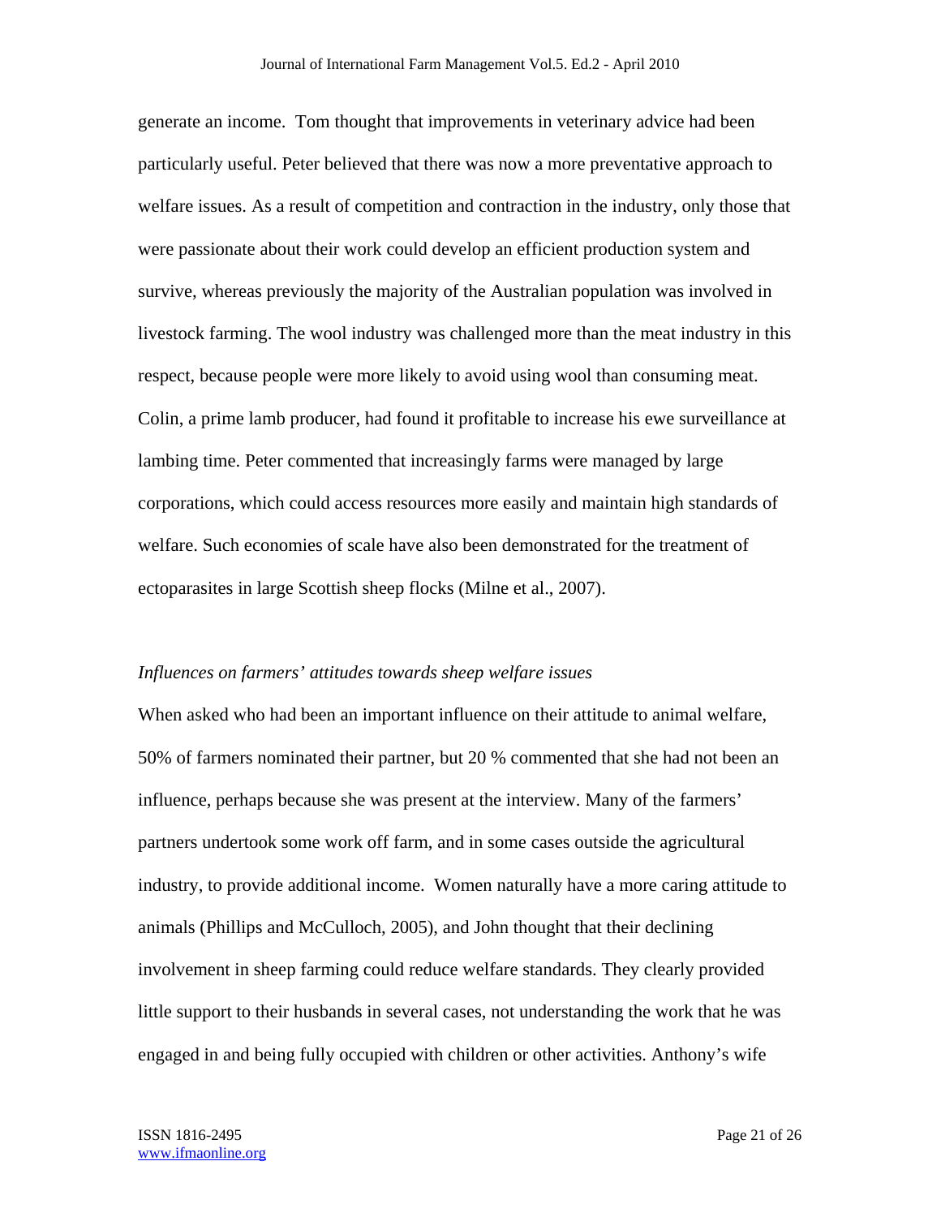generate an income. Tom thought that improvements in veterinary advice had been particularly useful. Peter believed that there was now a more preventative approach to welfare issues. As a result of competition and contraction in the industry, only those that were passionate about their work could develop an efficient production system and survive, whereas previously the majority of the Australian population was involved in livestock farming. The wool industry was challenged more than the meat industry in this respect, because people were more likely to avoid using wool than consuming meat. Colin, a prime lamb producer, had found it profitable to increase his ewe surveillance at lambing time. Peter commented that increasingly farms were managed by large corporations, which could access resources more easily and maintain high standards of welfare. Such economies of scale have also been demonstrated for the treatment of ectoparasites in large Scottish sheep flocks (Milne et al., 2007).

*Influences on farmers' attitudes towards sheep welfare issues*

When asked who had been an important influence on their attitude to animal welfare, 50% of farmers nominated their partner, but 20 % commented that she had not been an influence, perhaps because she was present at the interview. Many of the farmers' partners undertook some work off farm, and in some cases outside the agricultural industry, to provide additional income. Women naturally have a more caring attitude to animals (Phillips and McCulloch, 2005), and John thought that their declining involvement in sheep farming could reduce welfare standards. They clearly provided little support to their husbands in several cases, not understanding the work that he was engaged in and being fully occupied with children or other activities. Anthony's wife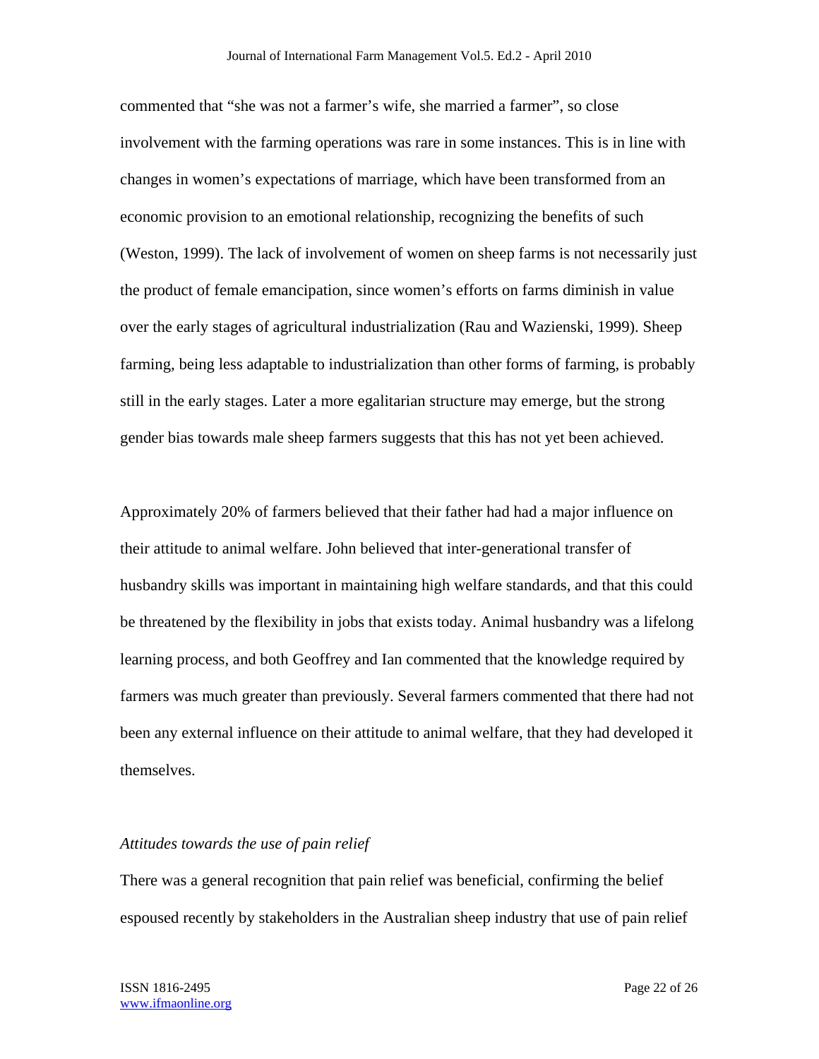commented that "she was not a farmer's wife, she married a farmer", so close involvement with the farming operations was rare in some instances. This is in line with changes in women's expectations of marriage, which have been transformed from an economic provision to an emotional relationship, recognizing the benefits of such (Weston, 1999). The lack of involvement of women on sheep farms is not necessarily just the product of female emancipation, since women's efforts on farms diminish in value over the early stages of agricultural industrialization (Rau and Wazienski, 1999). Sheep farming, being less adaptable to industrialization than other forms of farming, is probably still in the early stages. Later a more egalitarian structure may emerge, but the strong gender bias towards male sheep farmers suggests that this has not yet been achieved.

Approximately 20% of farmers believed that their father had had a major influence on their attitude to animal welfare. John believed that inter-generational transfer of husbandry skills was important in maintaining high welfare standards, and that this could be threatened by the flexibility in jobs that exists today. Animal husbandry was a lifelong learning process, and both Geoffrey and Ian commented that the knowledge required by farmers was much greater than previously. Several farmers commented that there had not been any external influence on their attitude to animal welfare, that they had developed it themselves.

*Attitudes towards the use of pain relief*

There was a general recognition that pain relief was beneficial, confirming the belief espoused recently by stakeholders in the Australian sheep industry that use of pain relief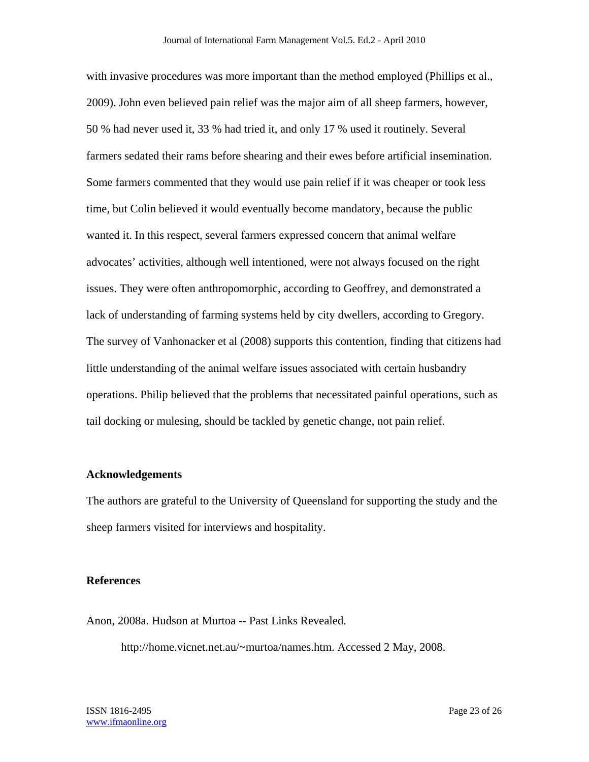with invasive procedures was more important than the method employed (Phillips et al., 2009). John even believed pain relief was the major aim of all sheep farmers, however, 50 % had never used it, 33 % had tried it, and only 17 % used it routinely. Several farmers sedated their rams before shearing and their ewes before artificial insemination. Some farmers commented that they would use pain relief if it was cheaper or took less time, but Colin believed it would eventually become mandatory, because the public wanted it. In this respect, several farmers expressed concern that animal welfare advocates' activities, although well intentioned, were not always focused on the right issues. They were often anthropomorphic, according to Geoffrey, and demonstrated a lack of understanding of farming systems held by city dwellers, according to Gregory. The survey of Vanhonacker et al (2008) supports this contention, finding that citizens had little understanding of the animal welfare issues associated with certain husbandry operations. Philip believed that the problems that necessitated painful operations, such as tail docking or mulesing, should be tackled by genetic change, not pain relief.

## Acknowledgements

The authors are grateful to the University of Queensland for supporting the study and the sheep farmers visited for interviews and hospitality.

## References

Anon, 2008a. Hudson at Murtoa -- Past Links Revealed. http://home.vicnet.net.au/~murtoa/names.htm. Accessed 2 May, 2008.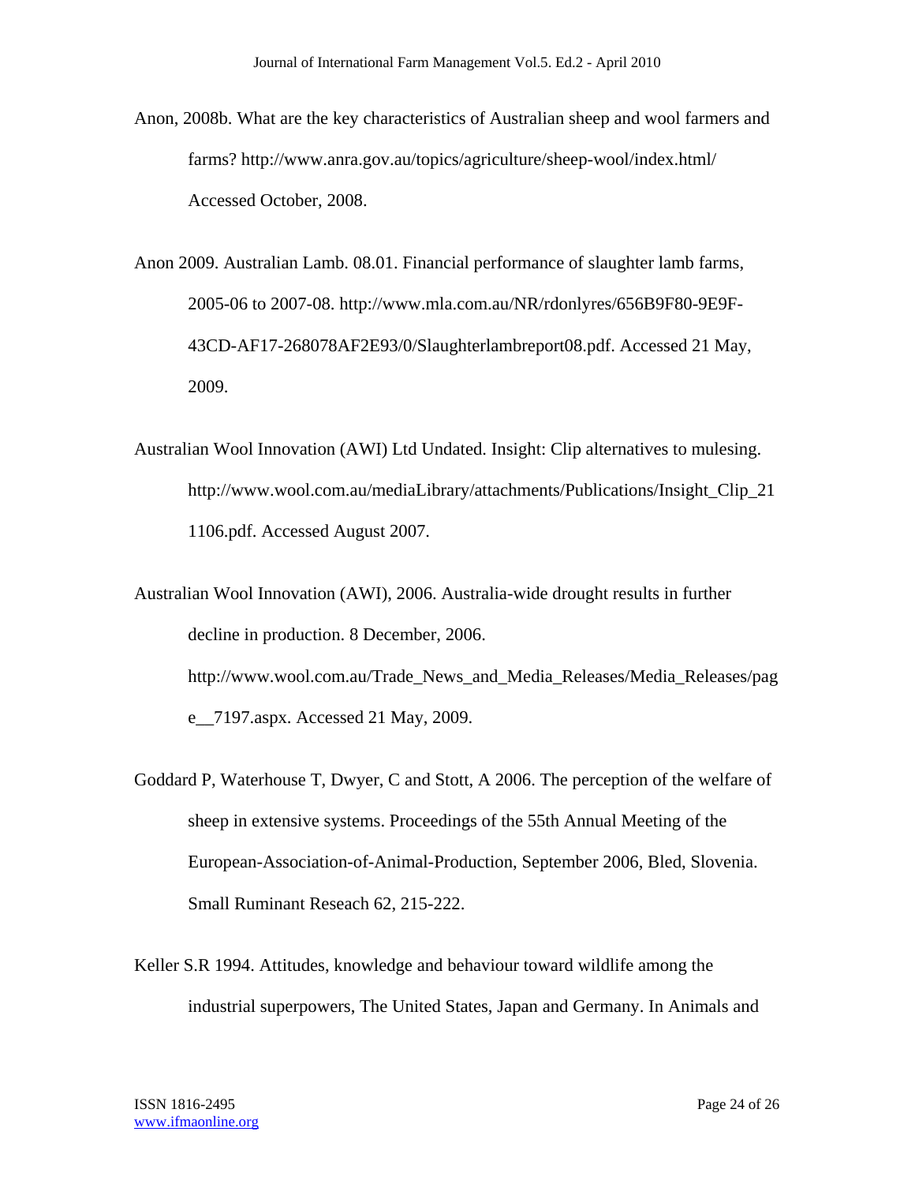Anon, 2008b. What are the key characteristics of Australian sheep and wool farmers and farms? http://www.anra.gov.au/topics/agriculture/sheep-wool/index.html/ Accessed October, 2008.

Anon 2009. Australian Lamb. 08.01. Financial performance of slaughter lamb farms, 2005-06 to 2007-08. http://www.mla.com.au/NR/rdonlyres/656B9F80-9E9F-43CD-AF17-268078AF2E93/0/Slaughterlambreport08.pdf. Accessed 21 May, 2009.

Australian Wool Innovation (AWI) Ltd Undated. Insight: Clip alternatives to mulesing. http://www.wool.com.au/mediaLibrary/attachments/Publications/Insight_Clip_211106.pdf. Accessed August 2007.

Australian Wool Innovation (AWI), 2006. Australia-wide drought results in further decline in production. 8 December, 2006. http://www.wool.com.au/Trade_News_and_Media_Releases/Media_Releases/page__7197.aspx. Accessed 21 May, 2009.

Goddard P, Waterhouse T, Dwyer, C and Stott, A 2006. The perception of the welfare of sheep in extensive systems. Proceedings of the 55th Annual Meeting of the European-Association-of-Animal-Production, September 2006, Bled, Slovenia. Small Ruminant Reseach 62, 215-222.

Keller S.R 1994. Attitudes, knowledge and behaviour toward wildlife among the industrial superpowers, The United States, Japan and Germany. In Animals and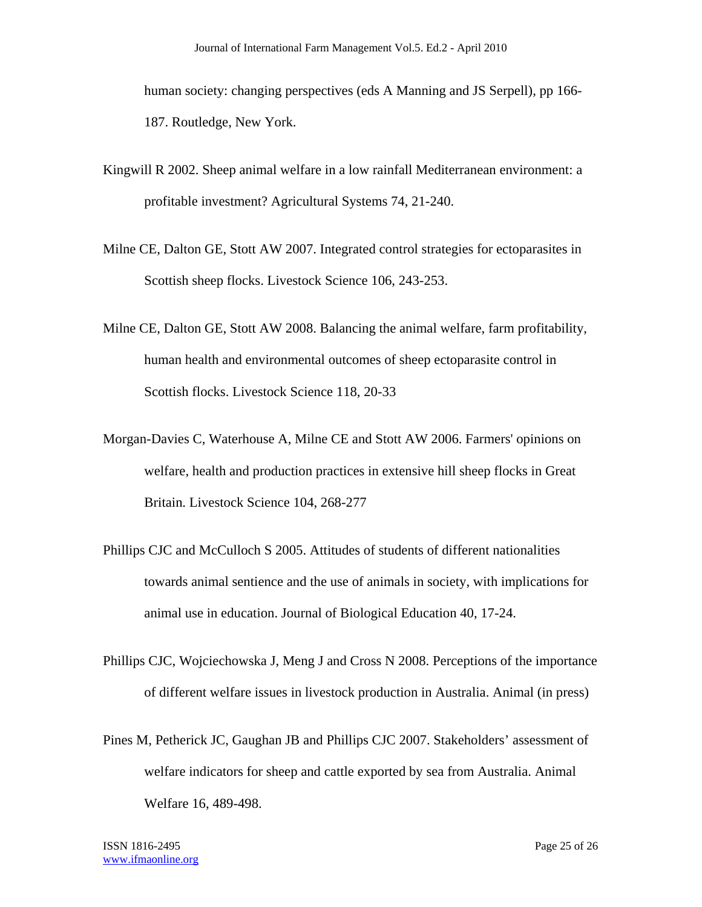human society: changing perspectives (eds A Manning and JS Serpell), pp 166-187. Routledge, New York.

Kingwill R 2002. Sheep animal welfare in a low rainfall Mediterranean environment: a profitable investment? Agricultural Systems 74, 21-240.

Milne CE, Dalton GE, Stott AW 2007. Integrated control strategies for ectoparasites in Scottish sheep flocks. Livestock Science 106, 243-253.

Milne CE, Dalton GE, Stott AW 2008. Balancing the animal welfare, farm profitability, human health and environmental outcomes of sheep ectoparasite control in Scottish flocks. Livestock Science 118, 20-33

Morgan-Davies C, Waterhouse A, Milne CE and Stott AW 2006. Farmers' opinions on welfare, health and production practices in extensive hill sheep flocks in Great Britain. Livestock Science 104, 268-277

Phillips CJC and McCulloch S 2005. Attitudes of students of different nationalities towards animal sentience and the use of animals in society, with implications for animal use in education. Journal of Biological Education 40, 17-24.

Phillips CJC, Wojciechowska J, Meng J and Cross N 2008. Perceptions of the importance of different welfare issues in livestock production in Australia. Animal (in press)

Pines M, Petherick JC, Gaughan JB and Phillips CJC 2007. Stakeholders' assessment of welfare indicators for sheep and cattle exported by sea from Australia. Animal Welfare 16, 489-498.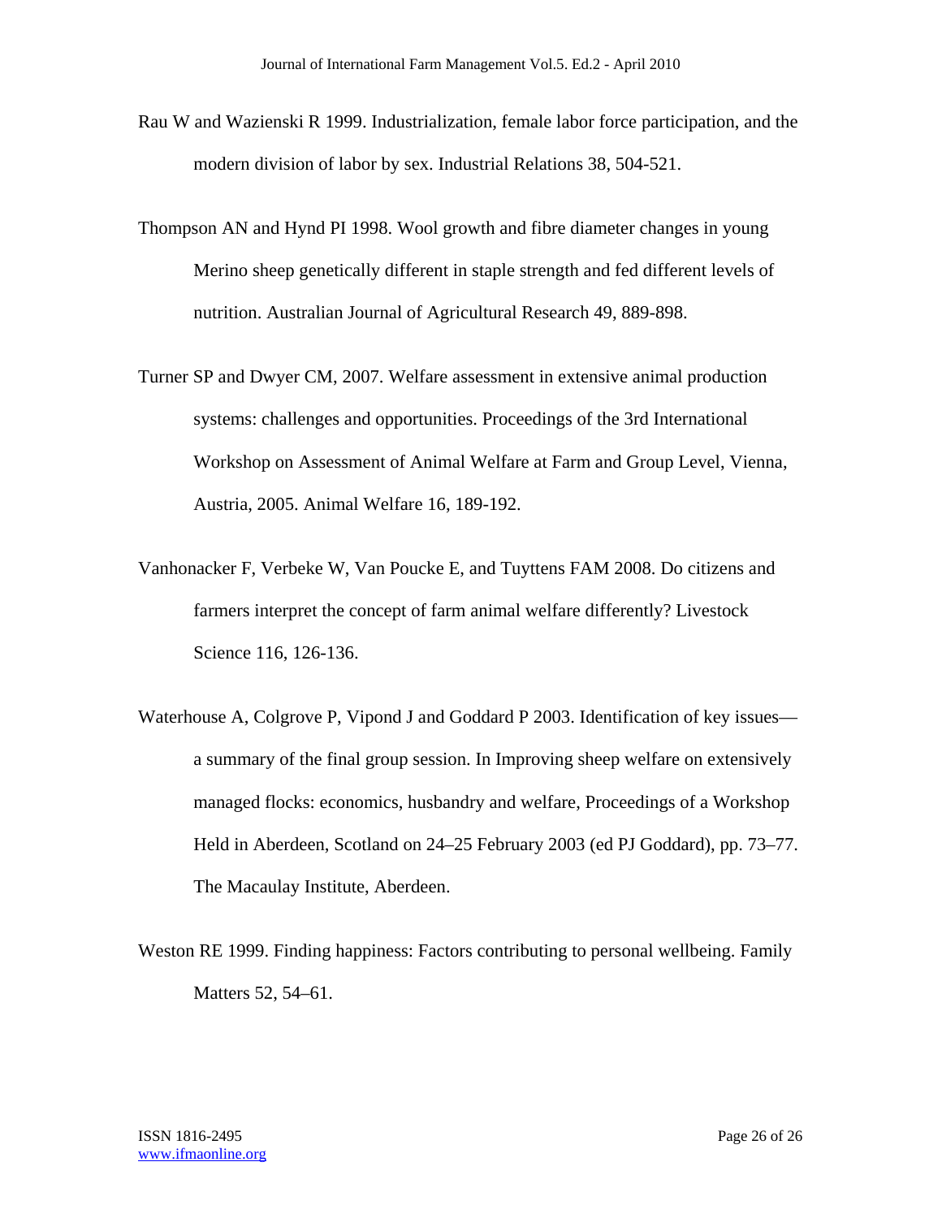Rau W and Wazienski R 1999. Industrialization, female labor force participation, and the modern division of labor by sex. Industrial Relations 38, 504-521.

Thompson AN and Hynd PI 1998. Wool growth and fibre diameter changes in young Merino sheep genetically different in staple strength and fed different levels of nutrition. Australian Journal of Agricultural Research 49, 889-898.

Turner SP and Dwyer CM, 2007. Welfare assessment in extensive animal production systems: challenges and opportunities. Proceedings of the 3rd International Workshop on Assessment of Animal Welfare at Farm and Group Level, Vienna, Austria, 2005. Animal Welfare 16, 189-192.

Vanhonacker F, Verbeke W, Van Poucke E, and Tuyttens FAM 2008. Do citizens and farmers interpret the concept of farm animal welfare differently? Livestock Science 116, 126-136.

Waterhouse A, Colgrove P, Vipond J and Goddard P 2003. Identification of key issues—a summary of the final group session. In Improving sheep welfare on extensively managed flocks: economics, husbandry and welfare, Proceedings of a Workshop Held in Aberdeen, Scotland on 24–25 February 2003 (ed PJ Goddard), pp. 73–77. The Macaulay Institute, Aberdeen.

Weston RE 1999. Finding happiness: Factors contributing to personal wellbeing. Family Matters 52, 54–61.